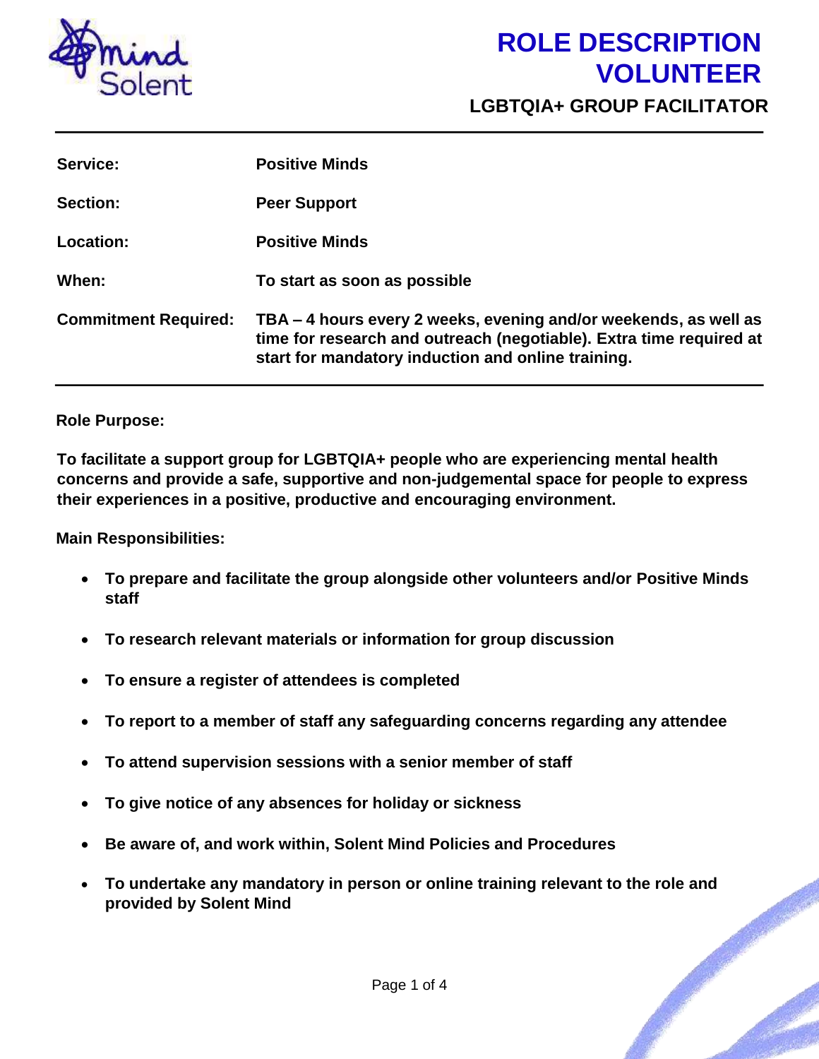# ROLE DESCRIPTION VOLUNTEER

## LGBTQIA+ GROUP FACILITATOR

| | |
|---|---|
| **Service:** | **Positive Minds** |
| **Section:** | **Peer Support** |
| **Location:** | **Positive Minds** |
| **When:** | **To start as soon as possible** |
| **Commitment Required:** | **TBA – 4 hours every 2 weeks, evening and/or weekends, as well as time for research and outreach (negotiable). Extra time required at start for mandatory induction and online training.** |

**Role Purpose:**

**To facilitate a support group for LGBTQIA+ people who are experiencing mental health concerns and provide a safe, supportive and non-judgemental space for people to express their experiences in a positive, productive and encouraging environment.**

**Main Responsibilities:**

- **To prepare and facilitate the group alongside other volunteers and/or Positive Minds staff**
- **To research relevant materials or information for group discussion**
- **To ensure a register of attendees is completed**
- **To report to a member of staff any safeguarding concerns regarding any attendee**
- **To attend supervision sessions with a senior member of staff**
- **To give notice of any absences for holiday or sickness**
- **Be aware of, and work within, Solent Mind Policies and Procedures**
- **To undertake any mandatory in person or online training relevant to the role and provided by Solent Mind**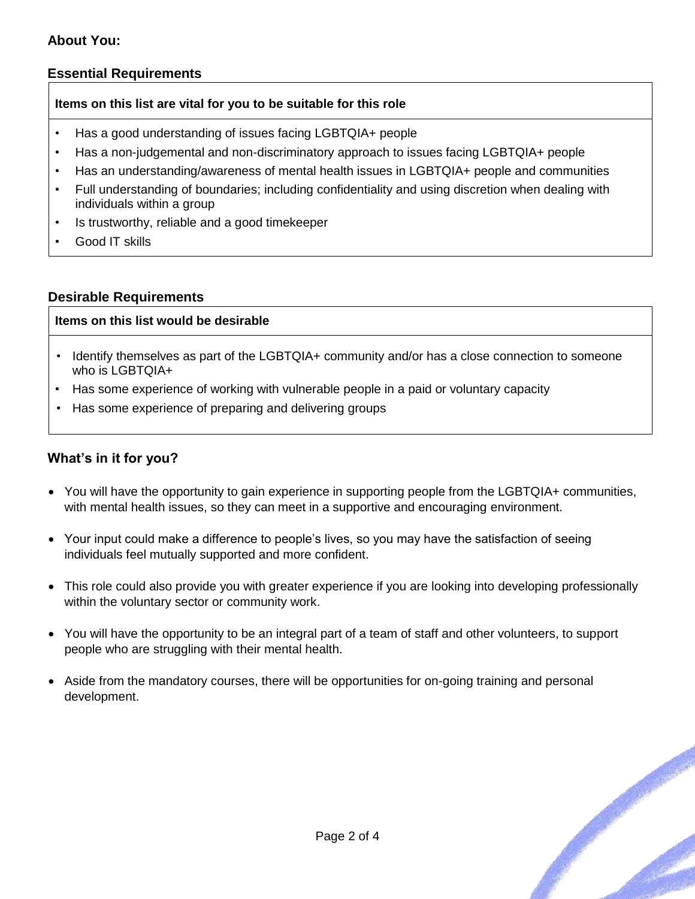## About You:

### Essential Requirements

**Items on this list are vital for you to be suitable for this role**

- Has a good understanding of issues facing LGBTQIA+ people
- Has a non-judgemental and non-discriminatory approach to issues facing LGBTQIA+ people
- Has an understanding/awareness of mental health issues in LGBTQIA+ people and communities
- Full understanding of boundaries; including confidentiality and using discretion when dealing with individuals within a group
- Is trustworthy, reliable and a good timekeeper
- Good IT skills

### Desirable Requirements

**Items on this list would be desirable**

- Identify themselves as part of the LGBTQIA+ community and/or has a close connection to someone who is LGBTQIA+
- Has some experience of working with vulnerable people in a paid or voluntary capacity
- Has some experience of preparing and delivering groups

## What's in it for you?

- You will have the opportunity to gain experience in supporting people from the LGBTQIA+ communities, with mental health issues, so they can meet in a supportive and encouraging environment.
- Your input could make a difference to people's lives, so you may have the satisfaction of seeing individuals feel mutually supported and more confident.
- This role could also provide you with greater experience if you are looking into developing professionally within the voluntary sector or community work.
- You will have the opportunity to be an integral part of a team of staff and other volunteers, to support people who are struggling with their mental health.
- Aside from the mandatory courses, there will be opportunities for on-going training and personal development.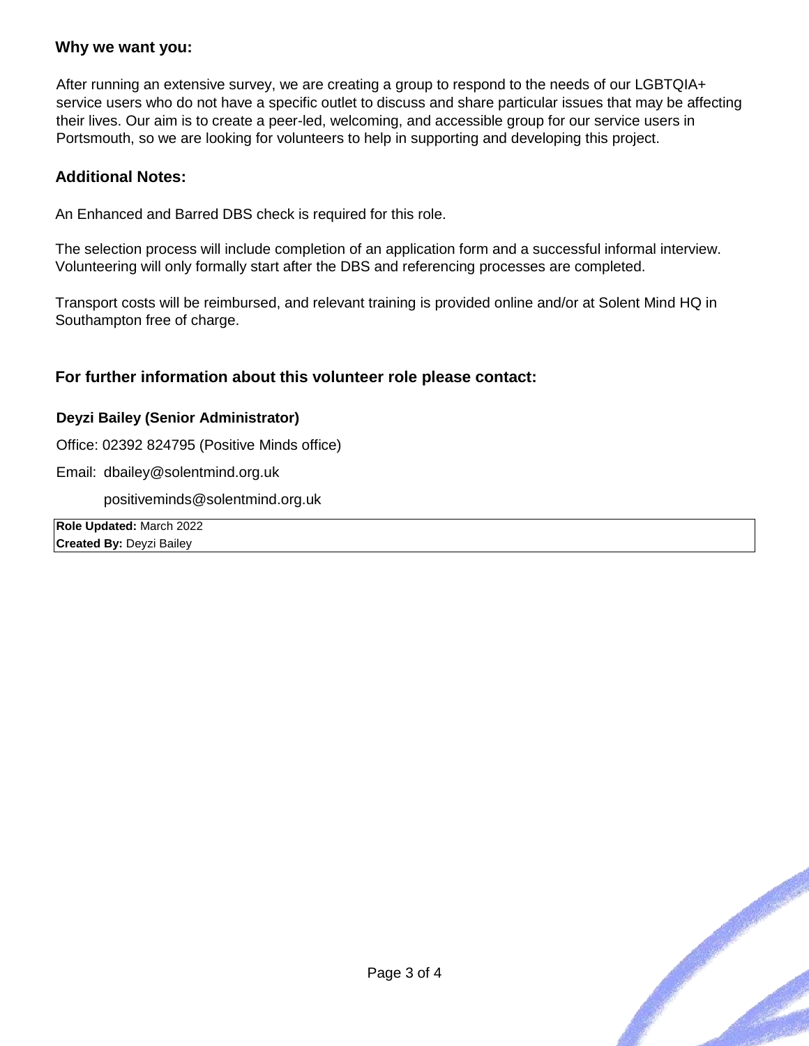## Why we want you:

After running an extensive survey, we are creating a group to respond to the needs of our LGBTQIA+ service users who do not have a specific outlet to discuss and share particular issues that may be affecting their lives. Our aim is to create a peer-led, welcoming, and accessible group for our service users in Portsmouth, so we are looking for volunteers to help in supporting and developing this project.

## Additional Notes:

An Enhanced and Barred DBS check is required for this role.

The selection process will include completion of an application form and a successful informal interview. Volunteering will only formally start after the DBS and referencing processes are completed.

Transport costs will be reimbursed, and relevant training is provided online and/or at Solent Mind HQ in Southampton free of charge.

## For further information about this volunteer role please contact:

**Deyzi Bailey (Senior Administrator)**

Office: 02392 824795 (Positive Minds office)

Email: dbailey@solentmind.org.uk

positiveminds@solentmind.org.uk

**Role Updated:** March 2022
**Created By:** Deyzi Bailey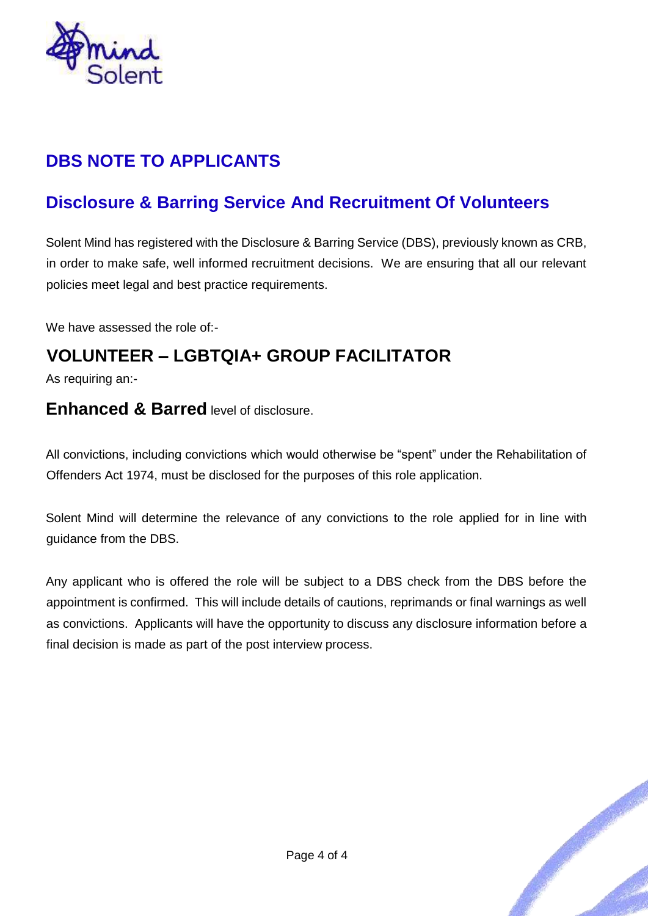# DBS NOTE TO APPLICANTS

## Disclosure & Barring Service And Recruitment Of Volunteers

Solent Mind has registered with the Disclosure & Barring Service (DBS), previously known as CRB, in order to make safe, well informed recruitment decisions. We are ensuring that all our relevant policies meet legal and best practice requirements.

We have assessed the role of:-

## VOLUNTEER – LGBTQIA+ GROUP FACILITATOR

As requiring an:-

**Enhanced & Barred** level of disclosure.

All convictions, including convictions which would otherwise be "spent" under the Rehabilitation of Offenders Act 1974, must be disclosed for the purposes of this role application.

Solent Mind will determine the relevance of any convictions to the role applied for in line with guidance from the DBS.

Any applicant who is offered the role will be subject to a DBS check from the DBS before the appointment is confirmed. This will include details of cautions, reprimands or final warnings as well as convictions. Applicants will have the opportunity to discuss any disclosure information before a final decision is made as part of the post interview process.